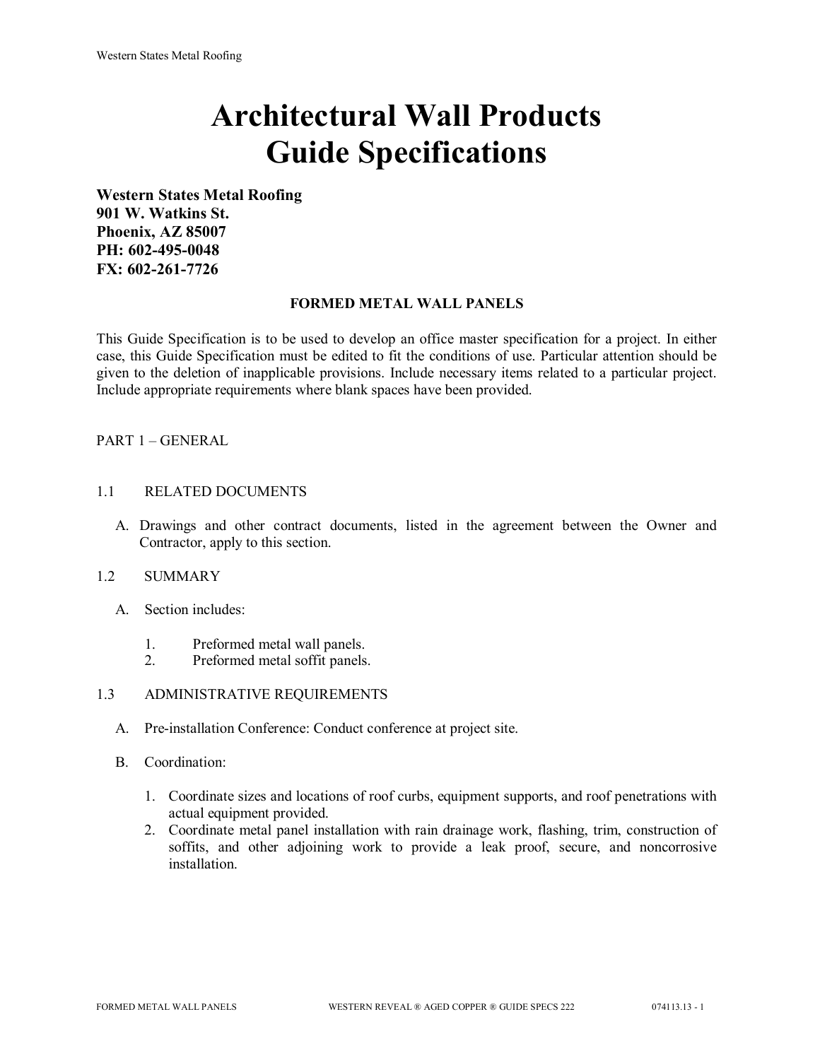# Architectural Wall Products Guide Specifications

**Western States Metal Roofing**
**901 W. Watkins St.**
**Phoenix, AZ 85007**
**PH: 602-495-0048**
**FX: 602-261-7726**

## FORMED METAL WALL PANELS

This Guide Specification is to be used to develop an office master specification for a project. In either case, this Guide Specification must be edited to fit the conditions of use. Particular attention should be given to the deletion of inapplicable provisions. Include necessary items related to a particular project. Include appropriate requirements where blank spaces have been provided.

PART 1 – GENERAL

1.1 RELATED DOCUMENTS

A. Drawings and other contract documents, listed in the agreement between the Owner and Contractor, apply to this section.

1.2 SUMMARY

A. Section includes:

1. Preformed metal wall panels.
2. Preformed metal soffit panels.

1.3 ADMINISTRATIVE REQUIREMENTS

A. Pre-installation Conference: Conduct conference at project site.

B. Coordination:

1. Coordinate sizes and locations of roof curbs, equipment supports, and roof penetrations with actual equipment provided.
2. Coordinate metal panel installation with rain drainage work, flashing, trim, construction of soffits, and other adjoining work to provide a leak proof, secure, and noncorrosive installation.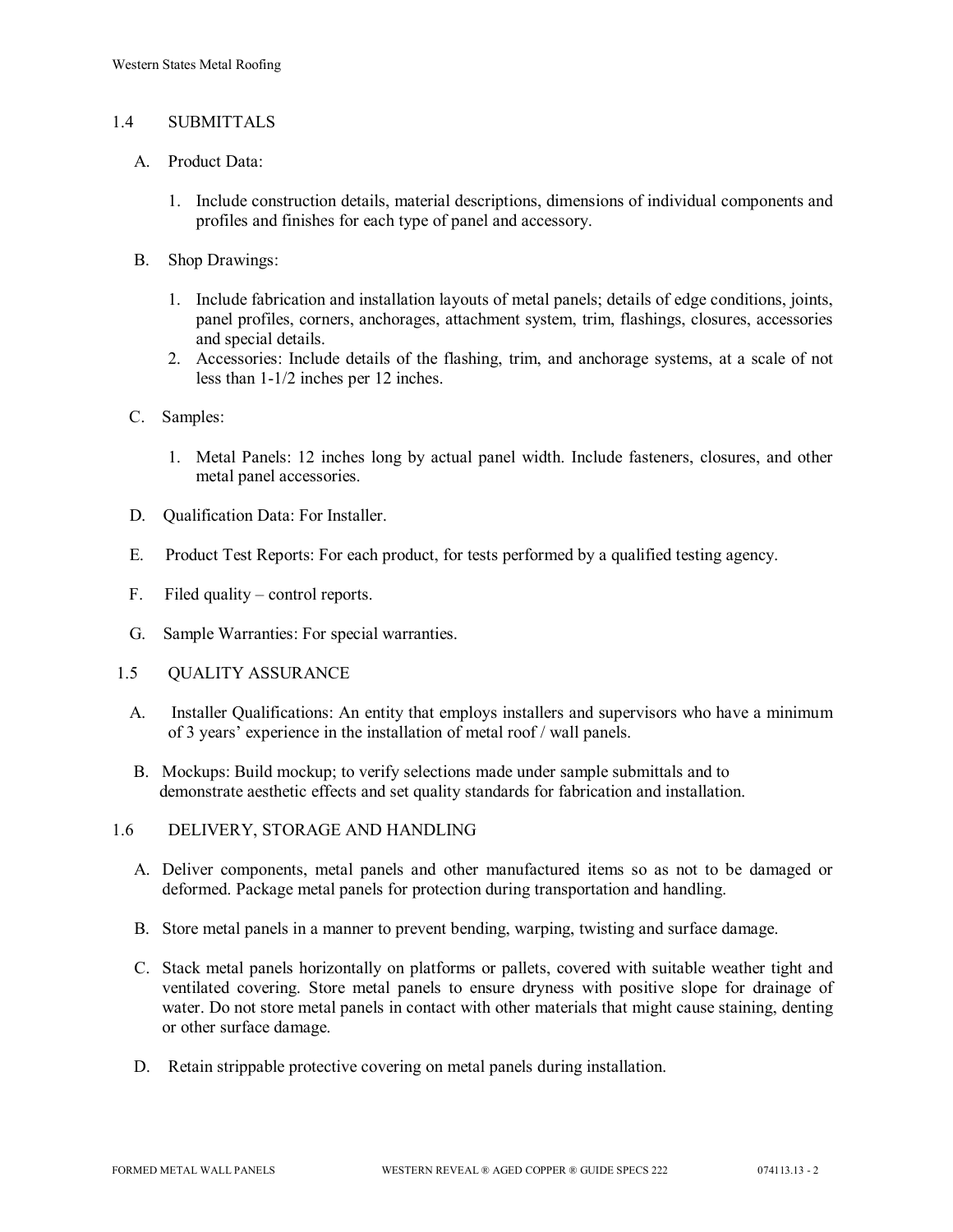## 1.4 SUBMITTALS

A. Product Data:

1. Include construction details, material descriptions, dimensions of individual components and profiles and finishes for each type of panel and accessory.

B. Shop Drawings:

1. Include fabrication and installation layouts of metal panels; details of edge conditions, joints, panel profiles, corners, anchorages, attachment system, trim, flashings, closures, accessories and special details.
2. Accessories: Include details of the flashing, trim, and anchorage systems, at a scale of not less than 1-1/2 inches per 12 inches.

C. Samples:

1. Metal Panels: 12 inches long by actual panel width. Include fasteners, closures, and other metal panel accessories.

D. Qualification Data: For Installer.

E. Product Test Reports: For each product, for tests performed by a qualified testing agency.

F. Filed quality – control reports.

G. Sample Warranties: For special warranties.

## 1.5 QUALITY ASSURANCE

A. Installer Qualifications: An entity that employs installers and supervisors who have a minimum of 3 years' experience in the installation of metal roof / wall panels.

B. Mockups: Build mockup; to verify selections made under sample submittals and to demonstrate aesthetic effects and set quality standards for fabrication and installation.

## 1.6 DELIVERY, STORAGE AND HANDLING

A. Deliver components, metal panels and other manufactured items so as not to be damaged or deformed. Package metal panels for protection during transportation and handling.

B. Store metal panels in a manner to prevent bending, warping, twisting and surface damage.

C. Stack metal panels horizontally on platforms or pallets, covered with suitable weather tight and ventilated covering. Store metal panels to ensure dryness with positive slope for drainage of water. Do not store metal panels in contact with other materials that might cause staining, denting or other surface damage.

D. Retain strippable protective covering on metal panels during installation.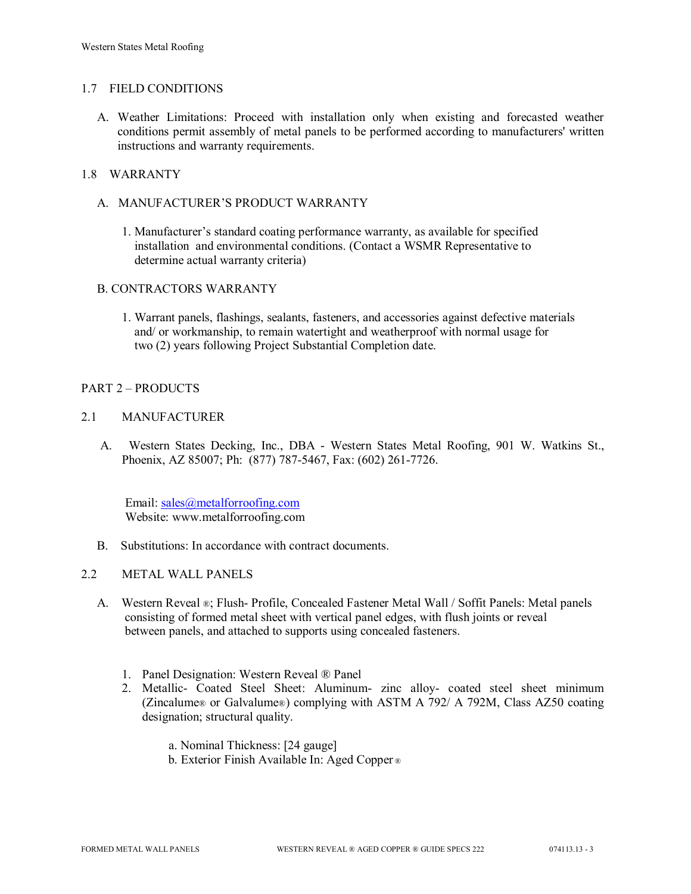## 1.7 FIELD CONDITIONS

A. Weather Limitations: Proceed with installation only when existing and forecasted weather conditions permit assembly of metal panels to be performed according to manufacturers' written instructions and warranty requirements.

## 1.8 WARRANTY

A. MANUFACTURER'S PRODUCT WARRANTY

1. Manufacturer's standard coating performance warranty, as available for specified installation and environmental conditions. (Contact a WSMR Representative to determine actual warranty criteria)

B. CONTRACTORS WARRANTY

1. Warrant panels, flashings, sealants, fasteners, and accessories against defective materials and/ or workmanship, to remain watertight and weatherproof with normal usage for two (2) years following Project Substantial Completion date.

# PART 2 – PRODUCTS

## 2.1 MANUFACTURER

A. Western States Decking, Inc., DBA - Western States Metal Roofing, 901 W. Watkins St., Phoenix, AZ 85007; Ph: (877) 787-5467, Fax: (602) 261-7726.

Email: sales@metalforroofing.com
Website: www.metalforroofing.com

B. Substitutions: In accordance with contract documents.

## 2.2 METAL WALL PANELS

A. Western Reveal ®; Flush- Profile, Concealed Fastener Metal Wall / Soffit Panels: Metal panels consisting of formed metal sheet with vertical panel edges, with flush joints or reveal between panels, and attached to supports using concealed fasteners.

1. Panel Designation: Western Reveal ® Panel
2. Metallic- Coated Steel Sheet: Aluminum- zinc alloy- coated steel sheet minimum (Zincalume® or Galvalume®) complying with ASTM A 792/ A 792M, Class AZ50 coating designation; structural quality.

   a. Nominal Thickness: [24 gauge]
   b. Exterior Finish Available In: Aged Copper ®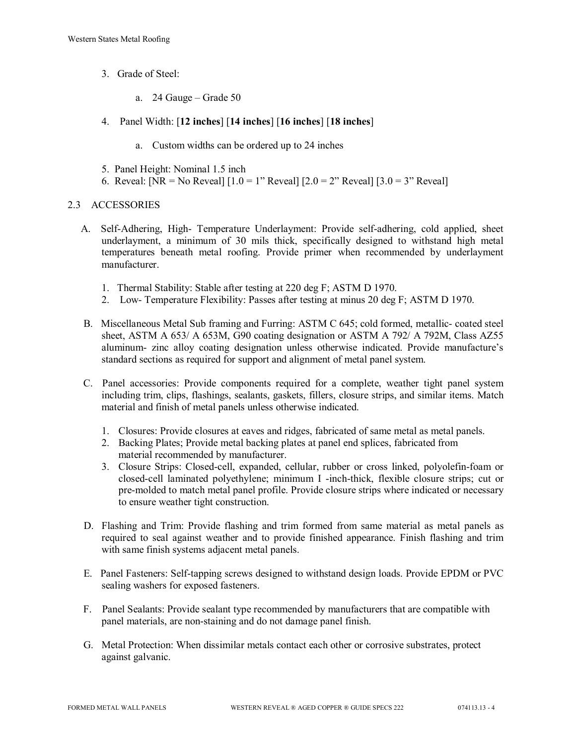3. Grade of Steel:

    a. 24 Gauge – Grade 50

4. Panel Width: [**12 inches**] [**14 inches**] [**16 inches**] [**18 inches**]

    a. Custom widths can be ordered up to 24 inches

5. Panel Height: Nominal 1.5 inch
6. Reveal: [NR = No Reveal] [1.0 = 1" Reveal] [2.0 = 2" Reveal] [3.0 = 3" Reveal]

## 2.3 ACCESSORIES

A. Self-Adhering, High- Temperature Underlayment: Provide self-adhering, cold applied, sheet underlayment, a minimum of 30 mils thick, specifically designed to withstand high metal temperatures beneath metal roofing. Provide primer when recommended by underlayment manufacturer.

    1. Thermal Stability: Stable after testing at 220 deg F; ASTM D 1970.
    2. Low- Temperature Flexibility: Passes after testing at minus 20 deg F; ASTM D 1970.

B. Miscellaneous Metal Sub framing and Furring: ASTM C 645; cold formed, metallic- coated steel sheet, ASTM A 653/ A 653M, G90 coating designation or ASTM A 792/ A 792M, Class AZ55 aluminum- zinc alloy coating designation unless otherwise indicated. Provide manufacture's standard sections as required for support and alignment of metal panel system.

C. Panel accessories: Provide components required for a complete, weather tight panel system including trim, clips, flashings, sealants, gaskets, fillers, closure strips, and similar items. Match material and finish of metal panels unless otherwise indicated.

    1. Closures: Provide closures at eaves and ridges, fabricated of same metal as metal panels.
    2. Backing Plates; Provide metal backing plates at panel end splices, fabricated from material recommended by manufacturer.
    3. Closure Strips: Closed-cell, expanded, cellular, rubber or cross linked, polyolefin-foam or closed-cell laminated polyethylene; minimum I -inch-thick, flexible closure strips; cut or pre-molded to match metal panel profile. Provide closure strips where indicated or necessary to ensure weather tight construction.

D. Flashing and Trim: Provide flashing and trim formed from same material as metal panels as required to seal against weather and to provide finished appearance. Finish flashing and trim with same finish systems adjacent metal panels.

E. Panel Fasteners: Self-tapping screws designed to withstand design loads. Provide EPDM or PVC sealing washers for exposed fasteners.

F. Panel Sealants: Provide sealant type recommended by manufacturers that are compatible with panel materials, are non-staining and do not damage panel finish.

G. Metal Protection: When dissimilar metals contact each other or corrosive substrates, protect against galvanic.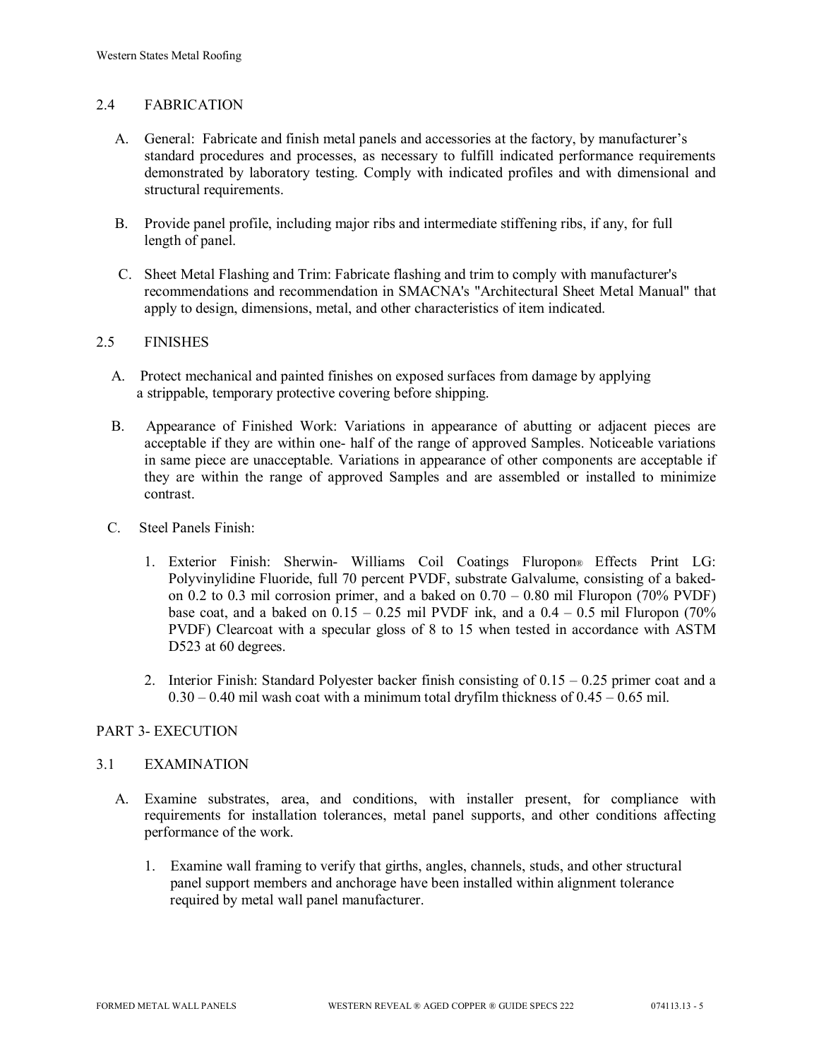## 2.4 FABRICATION

A. General: Fabricate and finish metal panels and accessories at the factory, by manufacturer's standard procedures and processes, as necessary to fulfill indicated performance requirements demonstrated by laboratory testing. Comply with indicated profiles and with dimensional and structural requirements.

B. Provide panel profile, including major ribs and intermediate stiffening ribs, if any, for full length of panel.

C. Sheet Metal Flashing and Trim: Fabricate flashing and trim to comply with manufacturer's recommendations and recommendation in SMACNA's "Architectural Sheet Metal Manual" that apply to design, dimensions, metal, and other characteristics of item indicated.

## 2.5 FINISHES

A. Protect mechanical and painted finishes on exposed surfaces from damage by applying a strippable, temporary protective covering before shipping.

B. Appearance of Finished Work: Variations in appearance of abutting or adjacent pieces are acceptable if they are within one- half of the range of approved Samples. Noticeable variations in same piece are unacceptable. Variations in appearance of other components are acceptable if they are within the range of approved Samples and are assembled or installed to minimize contrast.

C. Steel Panels Finish:

1. Exterior Finish: Sherwin- Williams Coil Coatings Fluropon® Effects Print LG: Polyvinylidine Fluoride, full 70 percent PVDF, substrate Galvalume, consisting of a baked-on 0.2 to 0.3 mil corrosion primer, and a baked on 0.70 – 0.80 mil Fluropon (70% PVDF) base coat, and a baked on 0.15 – 0.25 mil PVDF ink, and a 0.4 – 0.5 mil Fluropon (70% PVDF) Clearcoat with a specular gloss of 8 to 15 when tested in accordance with ASTM D523 at 60 degrees.

2. Interior Finish: Standard Polyester backer finish consisting of 0.15 – 0.25 primer coat and a 0.30 – 0.40 mil wash coat with a minimum total dryfilm thickness of 0.45 – 0.65 mil.

# PART 3- EXECUTION

## 3.1 EXAMINATION

A. Examine substrates, area, and conditions, with installer present, for compliance with requirements for installation tolerances, metal panel supports, and other conditions affecting performance of the work.

1. Examine wall framing to verify that girths, angles, channels, studs, and other structural panel support members and anchorage have been installed within alignment tolerance required by metal wall panel manufacturer.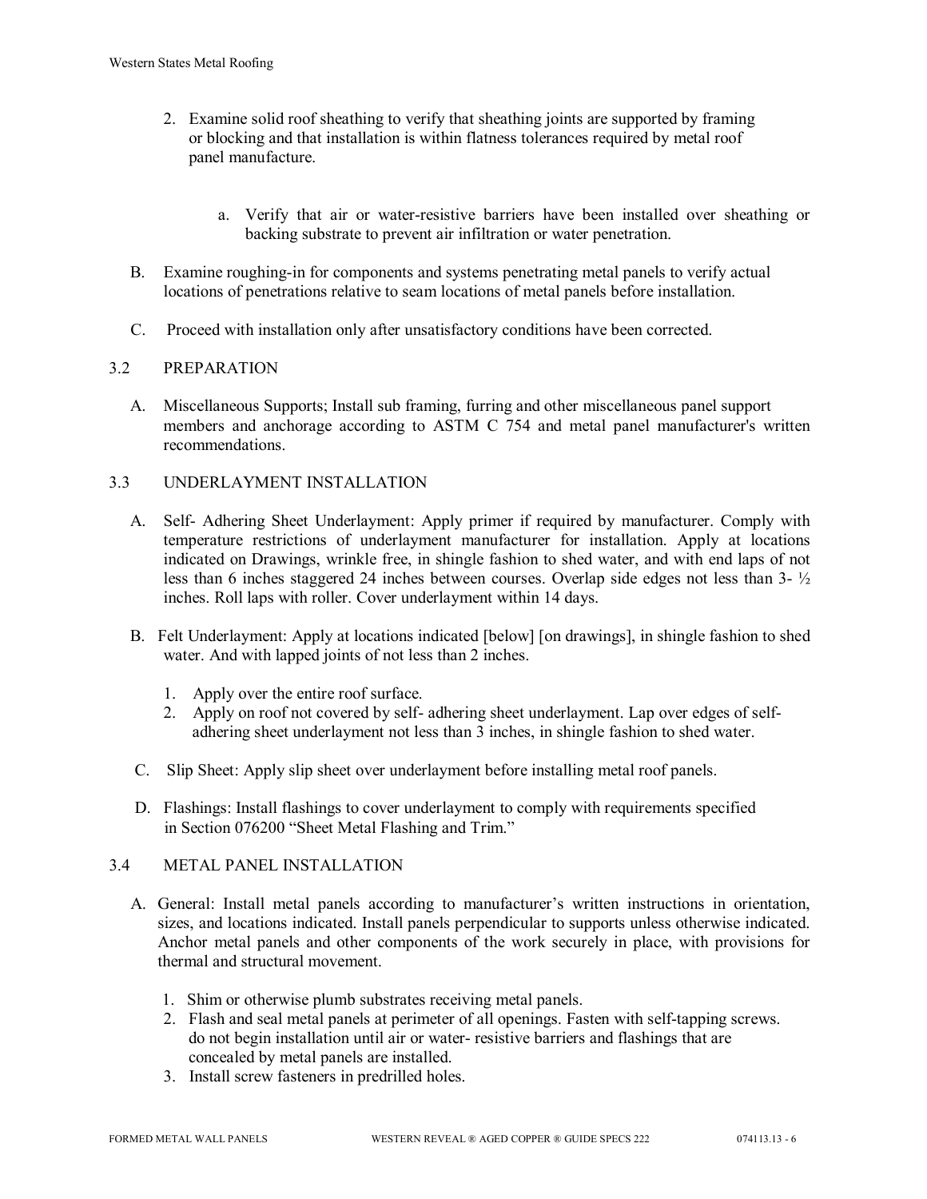2. Examine solid roof sheathing to verify that sheathing joints are supported by framing or blocking and that installation is within flatness tolerances required by metal roof panel manufacture.

   a. Verify that air or water-resistive barriers have been installed over sheathing or backing substrate to prevent air infiltration or water penetration.

B. Examine roughing-in for components and systems penetrating metal panels to verify actual locations of penetrations relative to seam locations of metal panels before installation.

C. Proceed with installation only after unsatisfactory conditions have been corrected.

## 3.2 PREPARATION

A. Miscellaneous Supports; Install sub framing, furring and other miscellaneous panel support members and anchorage according to ASTM C 754 and metal panel manufacturer's written recommendations.

## 3.3 UNDERLAYMENT INSTALLATION

A. Self- Adhering Sheet Underlayment: Apply primer if required by manufacturer. Comply with temperature restrictions of underlayment manufacturer for installation. Apply at locations indicated on Drawings, wrinkle free, in shingle fashion to shed water, and with end laps of not less than 6 inches staggered 24 inches between courses. Overlap side edges not less than 3- ½ inches. Roll laps with roller. Cover underlayment within 14 days.

B. Felt Underlayment: Apply at locations indicated [below] [on drawings], in shingle fashion to shed water. And with lapped joints of not less than 2 inches.

   1. Apply over the entire roof surface.
   2. Apply on roof not covered by self- adhering sheet underlayment. Lap over edges of self-adhering sheet underlayment not less than 3 inches, in shingle fashion to shed water.

C. Slip Sheet: Apply slip sheet over underlayment before installing metal roof panels.

D. Flashings: Install flashings to cover underlayment to comply with requirements specified in Section 076200 "Sheet Metal Flashing and Trim."

## 3.4 METAL PANEL INSTALLATION

A. General: Install metal panels according to manufacturer's written instructions in orientation, sizes, and locations indicated. Install panels perpendicular to supports unless otherwise indicated. Anchor metal panels and other components of the work securely in place, with provisions for thermal and structural movement.

   1. Shim or otherwise plumb substrates receiving metal panels.
   2. Flash and seal metal panels at perimeter of all openings. Fasten with self-tapping screws. do not begin installation until air or water- resistive barriers and flashings that are concealed by metal panels are installed.
   3. Install screw fasteners in predrilled holes.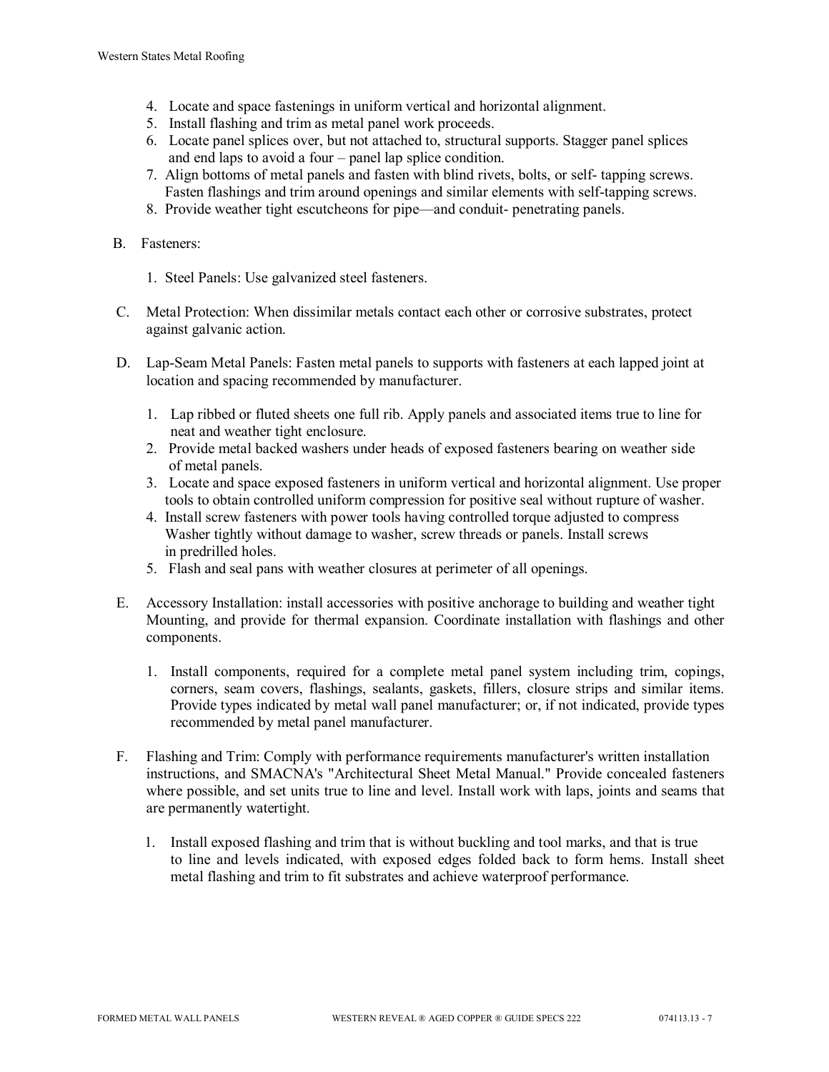4. Locate and space fastenings in uniform vertical and horizontal alignment.
5. Install flashing and trim as metal panel work proceeds.
6. Locate panel splices over, but not attached to, structural supports. Stagger panel splices and end laps to avoid a four – panel lap splice condition.
7. Align bottoms of metal panels and fasten with blind rivets, bolts, or self- tapping screws. Fasten flashings and trim around openings and similar elements with self-tapping screws.
8. Provide weather tight escutcheons for pipe—and conduit- penetrating panels.

B. Fasteners:

1. Steel Panels: Use galvanized steel fasteners.

C. Metal Protection: When dissimilar metals contact each other or corrosive substrates, protect against galvanic action.

D. Lap-Seam Metal Panels: Fasten metal panels to supports with fasteners at each lapped joint at location and spacing recommended by manufacturer.

1. Lap ribbed or fluted sheets one full rib. Apply panels and associated items true to line for neat and weather tight enclosure.
2. Provide metal backed washers under heads of exposed fasteners bearing on weather side of metal panels.
3. Locate and space exposed fasteners in uniform vertical and horizontal alignment. Use proper tools to obtain controlled uniform compression for positive seal without rupture of washer.
4. Install screw fasteners with power tools having controlled torque adjusted to compress Washer tightly without damage to washer, screw threads or panels. Install screws in predrilled holes.
5. Flash and seal pans with weather closures at perimeter of all openings.

E. Accessory Installation: install accessories with positive anchorage to building and weather tight Mounting, and provide for thermal expansion. Coordinate installation with flashings and other components.

1. Install components, required for a complete metal panel system including trim, copings, corners, seam covers, flashings, sealants, gaskets, fillers, closure strips and similar items. Provide types indicated by metal wall panel manufacturer; or, if not indicated, provide types recommended by metal panel manufacturer.

F. Flashing and Trim: Comply with performance requirements manufacturer's written installation instructions, and SMACNA's "Architectural Sheet Metal Manual." Provide concealed fasteners where possible, and set units true to line and level. Install work with laps, joints and seams that are permanently watertight.

1. Install exposed flashing and trim that is without buckling and tool marks, and that is true to line and levels indicated, with exposed edges folded back to form hems. Install sheet metal flashing and trim to fit substrates and achieve waterproof performance.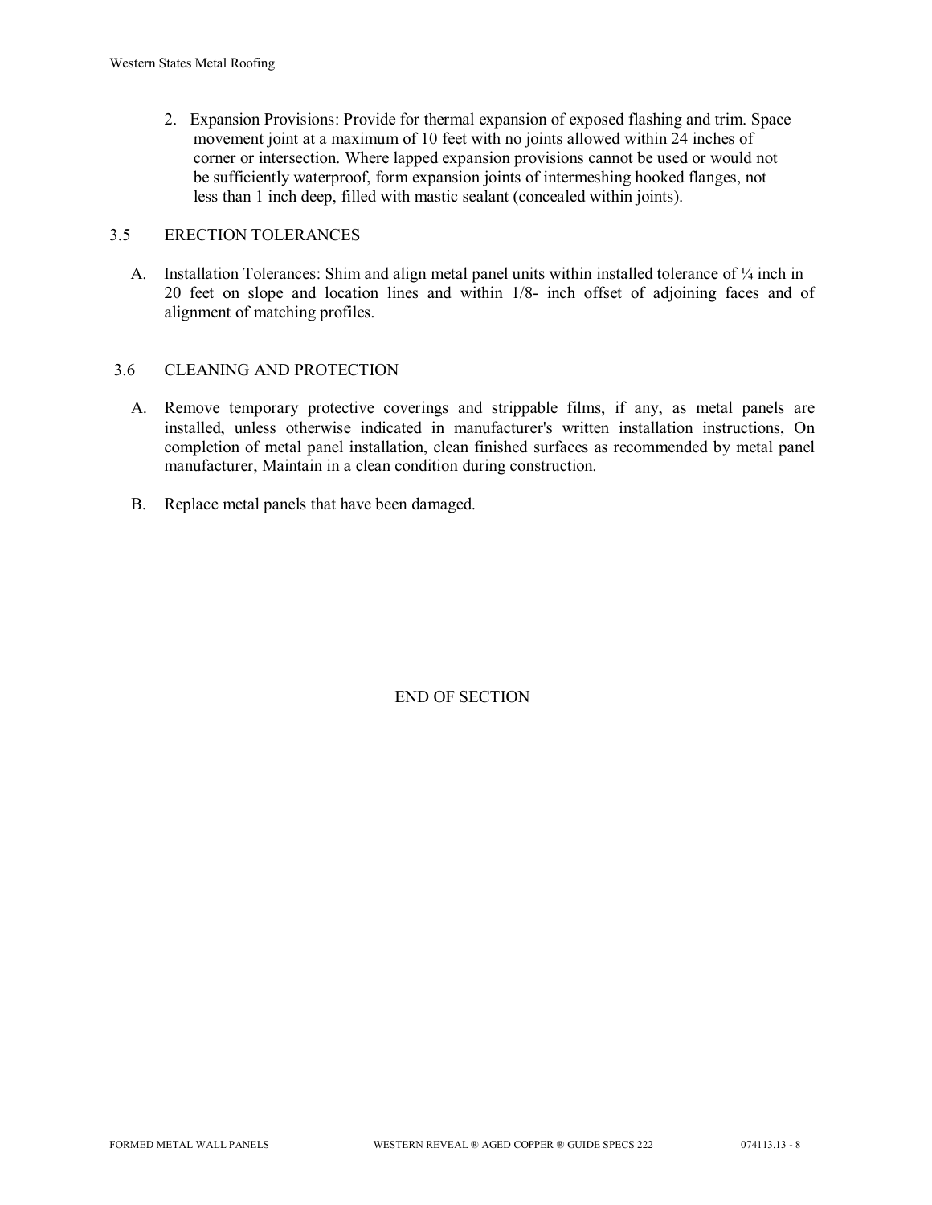2. Expansion Provisions: Provide for thermal expansion of exposed flashing and trim. Space movement joint at a maximum of 10 feet with no joints allowed within 24 inches of corner or intersection. Where lapped expansion provisions cannot be used or would not be sufficiently waterproof, form expansion joints of intermeshing hooked flanges, not less than 1 inch deep, filled with mastic sealant (concealed within joints).

## 3.5 ERECTION TOLERANCES

A. Installation Tolerances: Shim and align metal panel units within installed tolerance of ¼ inch in 20 feet on slope and location lines and within 1/8- inch offset of adjoining faces and of alignment of matching profiles.

## 3.6 CLEANING AND PROTECTION

A. Remove temporary protective coverings and strippable films, if any, as metal panels are installed, unless otherwise indicated in manufacturer's written installation instructions, On completion of metal panel installation, clean finished surfaces as recommended by metal panel manufacturer, Maintain in a clean condition during construction.

B. Replace metal panels that have been damaged.

END OF SECTION